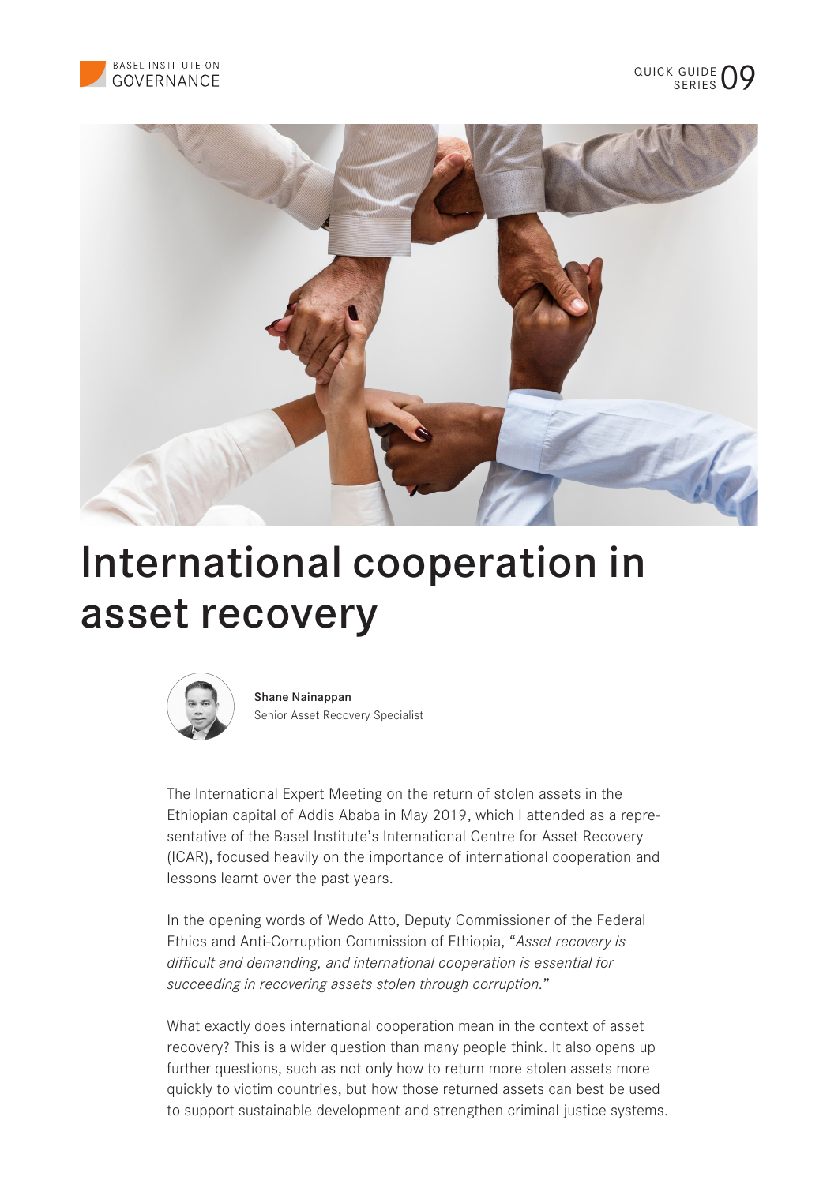# International cooperation in asset recovery

**Shane Nainappan**
Senior Asset Recovery Specialist

The International Expert Meeting on the return of stolen assets in the Ethiopian capital of Addis Ababa in May 2019, which I attended as a representative of the Basel Institute's International Centre for Asset Recovery (ICAR), focused heavily on the importance of international cooperation and lessons learnt over the past years.

In the opening words of Wedo Atto, Deputy Commissioner of the Federal Ethics and Anti-Corruption Commission of Ethiopia, "*Asset recovery is difficult and demanding, and international cooperation is essential for succeeding in recovering assets stolen through corruption.*"

What exactly does international cooperation mean in the context of asset recovery? This is a wider question than many people think. It also opens up further questions, such as not only how to return more stolen assets more quickly to victim countries, but how those returned assets can best be used to support sustainable development and strengthen criminal justice systems.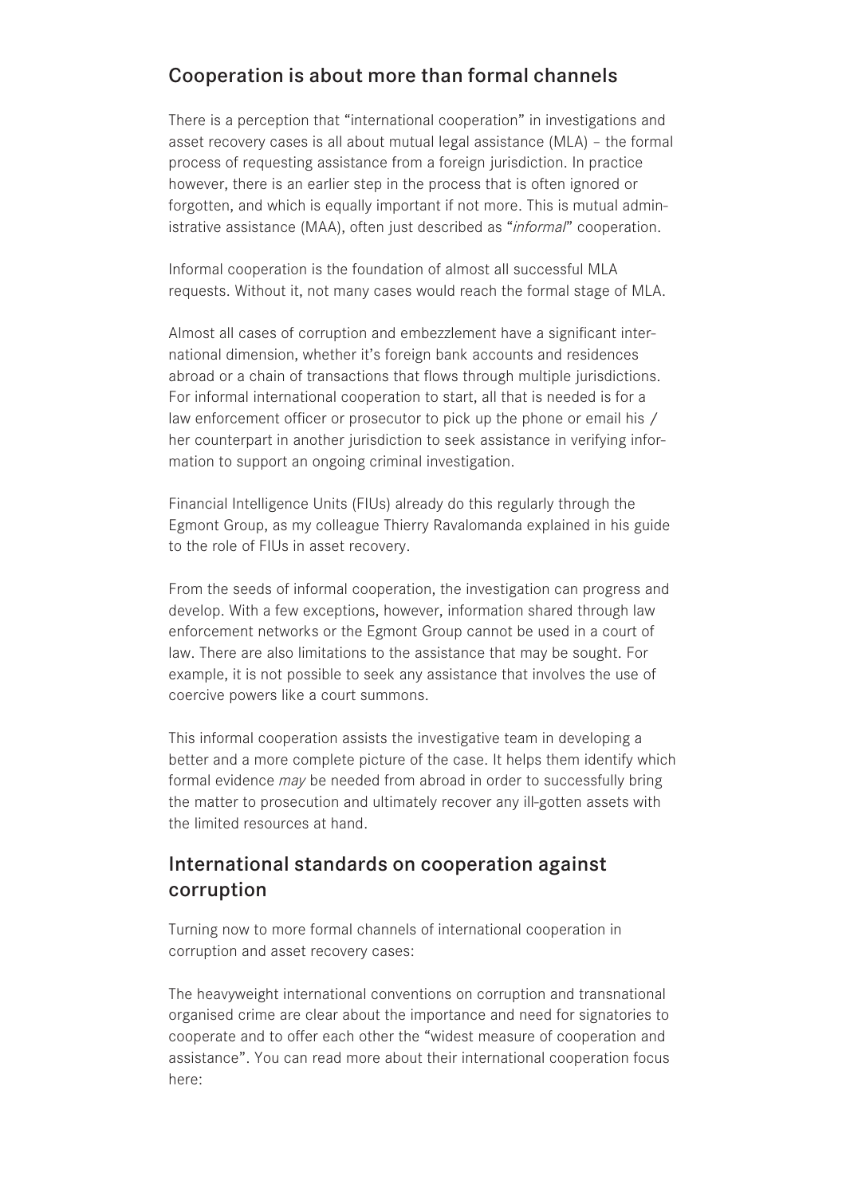## Cooperation is about more than formal channels

There is a perception that "international cooperation" in investigations and asset recovery cases is all about mutual legal assistance (MLA) – the formal process of requesting assistance from a foreign jurisdiction. In practice however, there is an earlier step in the process that is often ignored or forgotten, and which is equally important if not more. This is mutual administrative assistance (MAA), often just described as "*informal*" cooperation.

Informal cooperation is the foundation of almost all successful MLA requests. Without it, not many cases would reach the formal stage of MLA.

Almost all cases of corruption and embezzlement have a significant international dimension, whether it's foreign bank accounts and residences abroad or a chain of transactions that flows through multiple jurisdictions. For informal international cooperation to start, all that is needed is for a law enforcement officer or prosecutor to pick up the phone or email his / her counterpart in another jurisdiction to seek assistance in verifying information to support an ongoing criminal investigation.

Financial Intelligence Units (FIUs) already do this regularly through the Egmont Group, as my colleague Thierry Ravalomanda explained in his guide to the role of FIUs in asset recovery.

From the seeds of informal cooperation, the investigation can progress and develop. With a few exceptions, however, information shared through law enforcement networks or the Egmont Group cannot be used in a court of law. There are also limitations to the assistance that may be sought. For example, it is not possible to seek any assistance that involves the use of coercive powers like a court summons.

This informal cooperation assists the investigative team in developing a better and a more complete picture of the case. It helps them identify which formal evidence *may* be needed from abroad in order to successfully bring the matter to prosecution and ultimately recover any ill-gotten assets with the limited resources at hand.

## International standards on cooperation against corruption

Turning now to more formal channels of international cooperation in corruption and asset recovery cases:

The heavyweight international conventions on corruption and transnational organised crime are clear about the importance and need for signatories to cooperate and to offer each other the "widest measure of cooperation and assistance". You can read more about their international cooperation focus here: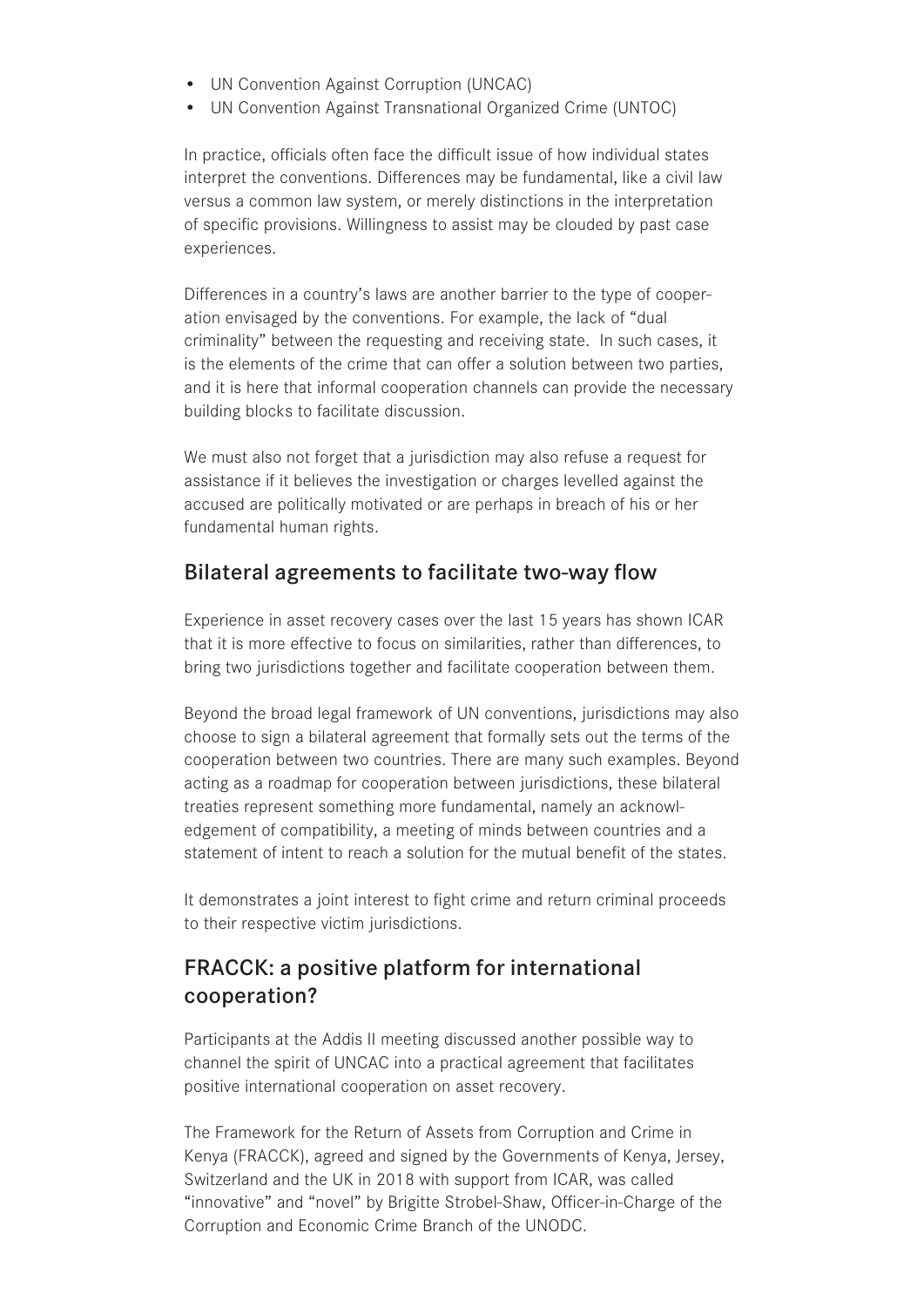- UN Convention Against Corruption (UNCAC)
- UN Convention Against Transnational Organized Crime (UNTOC)

In practice, officials often face the difficult issue of how individual states interpret the conventions. Differences may be fundamental, like a civil law versus a common law system, or merely distinctions in the interpretation of specific provisions. Willingness to assist may be clouded by past case experiences.

Differences in a country's laws are another barrier to the type of cooperation envisaged by the conventions. For example, the lack of "dual criminality" between the requesting and receiving state. In such cases, it is the elements of the crime that can offer a solution between two parties, and it is here that informal cooperation channels can provide the necessary building blocks to facilitate discussion.

We must also not forget that a jurisdiction may also refuse a request for assistance if it believes the investigation or charges levelled against the accused are politically motivated or are perhaps in breach of his or her fundamental human rights.

## Bilateral agreements to facilitate two-way flow

Experience in asset recovery cases over the last 15 years has shown ICAR that it is more effective to focus on similarities, rather than differences, to bring two jurisdictions together and facilitate cooperation between them.

Beyond the broad legal framework of UN conventions, jurisdictions may also choose to sign a bilateral agreement that formally sets out the terms of the cooperation between two countries. There are many such examples. Beyond acting as a roadmap for cooperation between jurisdictions, these bilateral treaties represent something more fundamental, namely an acknowledgement of compatibility, a meeting of minds between countries and a statement of intent to reach a solution for the mutual benefit of the states.

It demonstrates a joint interest to fight crime and return criminal proceeds to their respective victim jurisdictions.

## FRACCK: a positive platform for international cooperation?

Participants at the Addis II meeting discussed another possible way to channel the spirit of UNCAC into a practical agreement that facilitates positive international cooperation on asset recovery.

The Framework for the Return of Assets from Corruption and Crime in Kenya (FRACCK), agreed and signed by the Governments of Kenya, Jersey, Switzerland and the UK in 2018 with support from ICAR, was called "innovative" and "novel" by Brigitte Strobel-Shaw, Officer-in-Charge of the Corruption and Economic Crime Branch of the UNODC.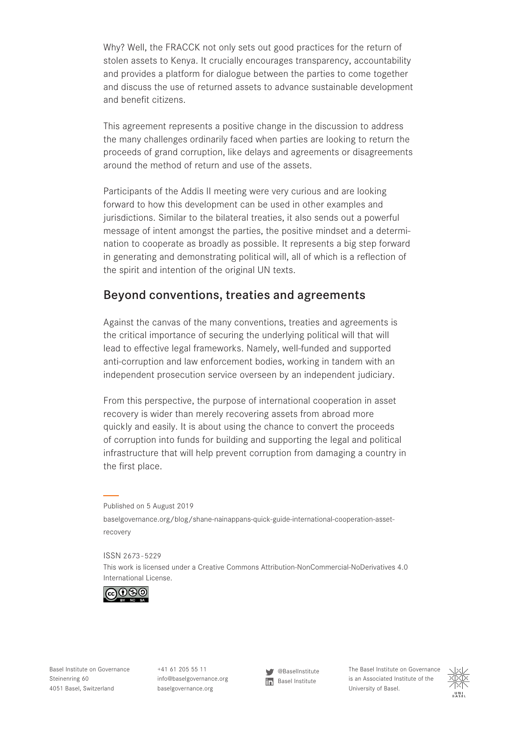Why? Well, the FRACCK not only sets out good practices for the return of stolen assets to Kenya. It crucially encourages transparency, accountability and provides a platform for dialogue between the parties to come together and discuss the use of returned assets to advance sustainable development and benefit citizens.

This agreement represents a positive change in the discussion to address the many challenges ordinarily faced when parties are looking to return the proceeds of grand corruption, like delays and agreements or disagreements around the method of return and use of the assets.

Participants of the Addis II meeting were very curious and are looking forward to how this development can be used in other examples and jurisdictions. Similar to the bilateral treaties, it also sends out a powerful message of intent amongst the parties, the positive mindset and a determination to cooperate as broadly as possible. It represents a big step forward in generating and demonstrating political will, all of which is a reflection of the spirit and intention of the original UN texts.

## Beyond conventions, treaties and agreements

Against the canvas of the many conventions, treaties and agreements is the critical importance of securing the underlying political will that will lead to effective legal frameworks. Namely, well-funded and supported anti-corruption and law enforcement bodies, working in tandem with an independent prosecution service overseen by an independent judiciary.

From this perspective, the purpose of international cooperation in asset recovery is wider than merely recovering assets from abroad more quickly and easily. It is about using the chance to convert the proceeds of corruption into funds for building and supporting the legal and political infrastructure that will help prevent corruption from damaging a country in the first place.

Published on 5 August 2019

baselgovernance.org/blog/shane-nainappans-quick-guide-international-cooperation-asset-recovery

ISSN 2673-5229

This work is licensed under a Creative Commons Attribution-NonCommercial-NoDerivatives 4.0 International License.

Basel Institute on Governance
Steinenring 60
4051 Basel, Switzerland

+41 61 205 55 11
info@baselgovernance.org
baselgovernance.org

@BaselInstitute
Basel Institute

The Basel Institute on Governance is an Associated Institute of the University of Basel.